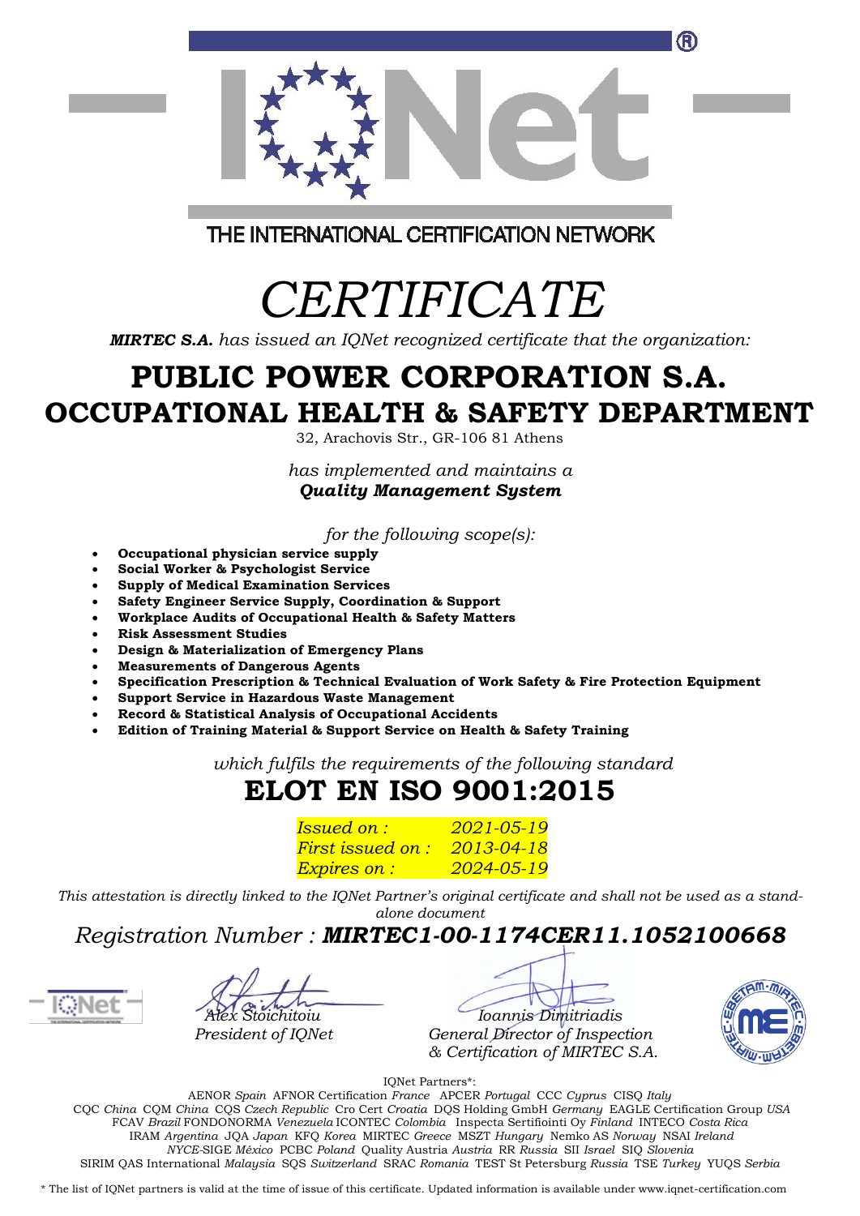THE INTERNATIONAL CERTIFICATION NETWORK

# *CERTIFICATE*

***MIRTEC S.A.*** *has issued an IQNet recognized certificate that the organization:*

## PUBLIC POWER CORPORATION S.A.
## OCCUPATIONAL HEALTH & SAFETY DEPARTMENT

32, Arachovis Str., GR-106 81 Athens

*has implemented and maintains a*
***Quality Management System***

*for the following scope(s):*

- **Occupational physician service supply**
- **Social Worker & Psychologist Service**
- **Supply of Medical Examination Services**
- **Safety Engineer Service Supply, Coordination & Support**
- **Workplace Audits of Occupational Health & Safety Matters**
- **Risk Assessment Studies**
- **Design & Materialization of Emergency Plans**
- **Measurements of Dangerous Agents**
- **Specification Prescription & Technical Evaluation of Work Safety & Fire Protection Equipment**
- **Support Service in Hazardous Waste Management**
- **Record & Statistical Analysis of Occupational Accidents**
- **Edition of Training Material & Support Service on Health & Safety Training**

*which fulfils the requirements of the following standard*

## ELOT EN ISO 9001:2015

*Issued on :* *2021-05-19*
*First issued on :* *2013-04-18*
*Expires on :* *2024-05-19*

*This attestation is directly linked to the IQNet Partner's original certificate and shall not be used as a stand-alone document*

*Registration Number :* ***MIRTEC1-00-1174CER11.1052100668***

*Alex Stoichitoiu*
*President of IQNet*

*Ioannis Dimitriadis*
*General Director of Inspection & Certification of MIRTEC S.A.*

IQNet Partners*:

AENOR *Spain* AFNOR Certification *France* APCER *Portugal* CCC *Cyprus* CISQ *Italy*
CQC *China* CQM *China* CQS *Czech Republic* Cro Cert *Croatia* DQS Holding GmbH *Germany* EAGLE Certification Group *USA*
FCAV *Brazil* FONDONORMA *Venezuela* ICONTEC *Colombia* Inspecta Sertifiointi Oy *Finland* INTECO *Costa Rica*
IRAM *Argentina* JQA *Japan* KFQ *Korea* MIRTEC *Greece* MSZT *Hungary* Nemko AS *Norway* NSAI *Ireland*
*NYCE*-SIGE *México* PCBC *Poland* Quality Austria *Austria* RR *Russia* SII *Israel* SIQ *Slovenia*
SIRIM QAS International *Malaysia* SQS *Switzerland* SRAC *Romania* TEST St Petersburg *Russia* TSE *Turkey* YUQS *Serbia*

* The list of IQNet partners is valid at the time of issue of this certificate. Updated information is available under www.iqnet-certification.com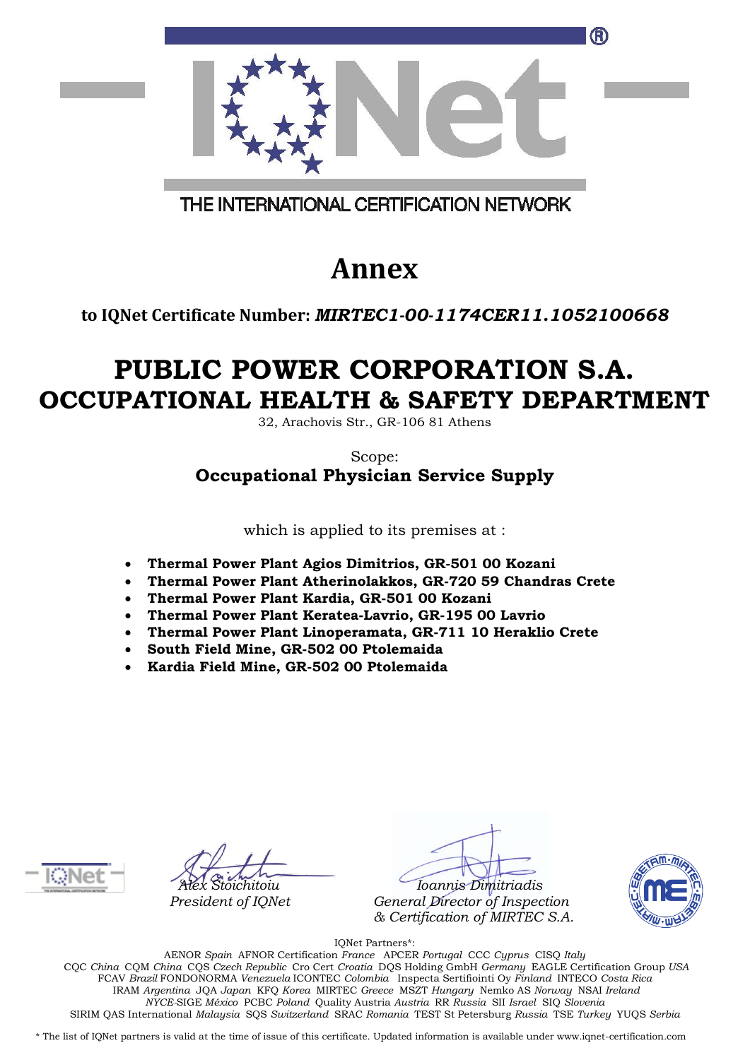THE INTERNATIONAL CERTIFICATION NETWORK

# Annex

**to IQNet Certificate Number:** ***MIRTEC1-00-1174CER11.1052100668***

# PUBLIC POWER CORPORATION S.A.
# OCCUPATIONAL HEALTH & SAFETY DEPARTMENT

32, Arachovis Str., GR-106 81 Athens

Scope:

**Occupational Physician Service Supply**

which is applied to its premises at :

- **Thermal Power Plant Agios Dimitrios, GR-501 00 Kozani**
- **Thermal Power Plant Atherinolakkos, GR-720 59 Chandras Crete**
- **Thermal Power Plant Kardia, GR-501 00 Kozani**
- **Thermal Power Plant Keratea-Lavrio, GR-195 00 Lavrio**
- **Thermal Power Plant Linoperamata, GR-711 10 Heraklio Crete**
- **South Field Mine, GR-502 00 Ptolemaida**
- **Kardia Field Mine, GR-502 00 Ptolemaida**

*Alex Stoichitoiu*
*President of IQNet*

*Ioannis Dimitriadis*
*General Director of Inspection & Certification of MIRTEC S.A.*

IQNet Partners*:

AENOR *Spain* AFNOR Certification *France* APCER *Portugal* CCC *Cyprus* CISQ *Italy*
CQC *China* CQM *China* CQS *Czech Republic* Cro Cert *Croatia* DQS Holding GmbH *Germany* EAGLE Certification Group *USA*
FCAV *Brazil* FONDONORMA *Venezuela* ICONTEC *Colombia* Inspecta Sertifiointi Oy *Finland* INTECO *Costa Rica*
IRAM *Argentina* JQA *Japan* KFQ *Korea* MIRTEC *Greece* MSZT *Hungary* Nemko AS *Norway* NSAI *Ireland*
*NYCE*-SIGE *México* PCBC *Poland* Quality Austria *Austria* RR *Russia* SII *Israel* SIQ *Slovenia*
SIRIM QAS International *Malaysia* SQS *Switzerland* SRAC *Romania* TEST St Petersburg *Russia* TSE *Turkey* YUQS *Serbia*

* The list of IQNet partners is valid at the time of issue of this certificate. Updated information is available under www.iqnet-certification.com